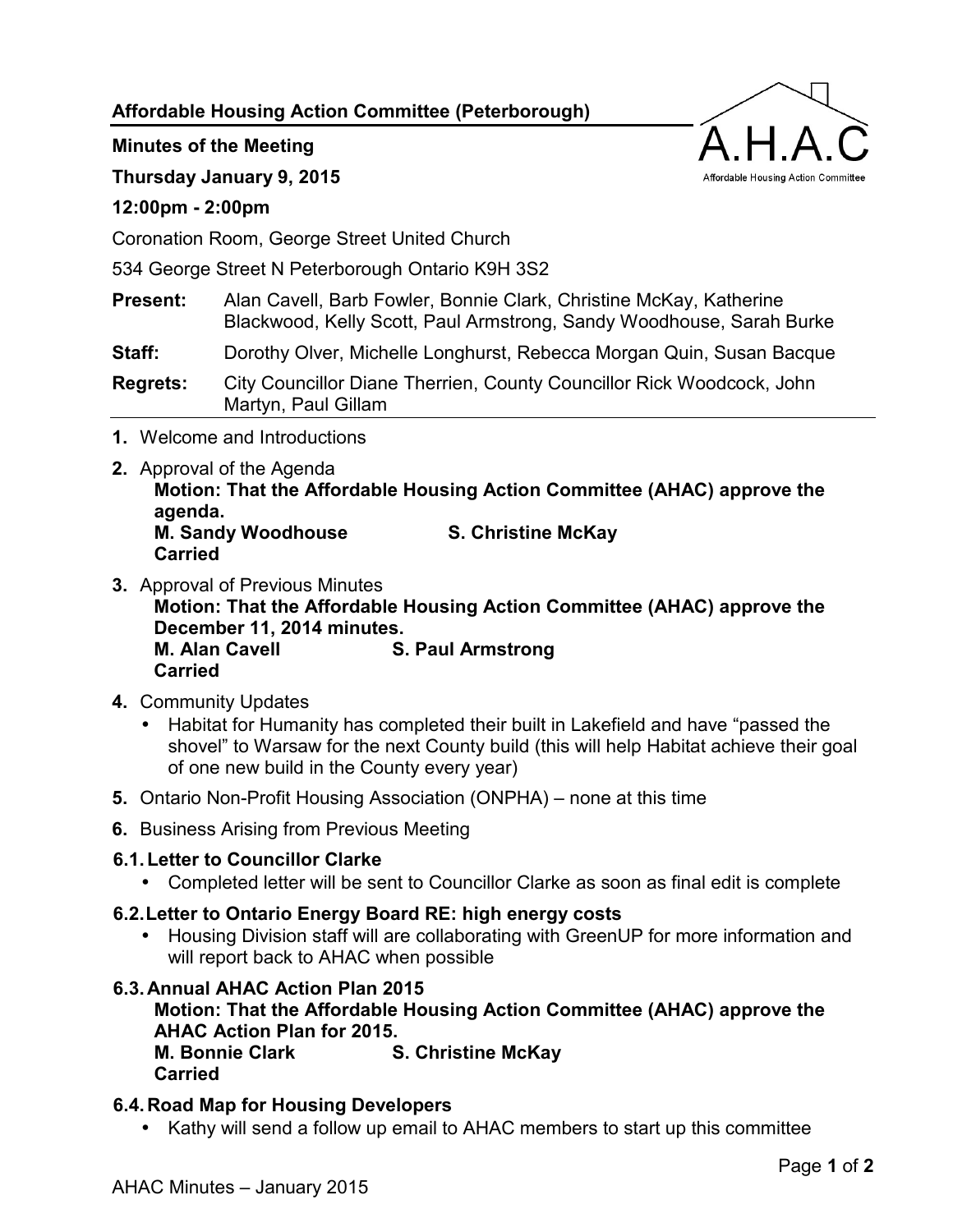**Affordable Housing Action Committee (Peterborough)**

A.H.A.C

Affordable Housing Action Committee

**Minutes of the Meeting**

**Thursday January 9, 2015**

**12:00pm - 2:00pm**

Coronation Room, George Street United Church

534 George Street N Peterborough Ontario K9H 3S2

**Present:** Alan Cavell, Barb Fowler, Bonnie Clark, Christine McKay, Katherine Blackwood, Kelly Scott, Paul Armstrong, Sandy Woodhouse, Sarah Burke

**Staff:** Dorothy Olver, Michelle Longhurst, Rebecca Morgan Quin, Susan Bacque

**Regrets:** City Councillor Diane Therrien, County Councillor Rick Woodcock, John Martyn, Paul Gillam

**1.** Welcome and Introductions

**2.** Approval of the Agenda
**Motion: That the Affordable Housing Action Committee (AHAC) approve the agenda.**
**M. Sandy Woodhouse S. Christine McKay**
**Carried**

**3.** Approval of Previous Minutes
**Motion: That the Affordable Housing Action Committee (AHAC) approve the December 11, 2014 minutes.**
**M. Alan Cavell S. Paul Armstrong**
**Carried**

**4.** Community Updates

- Habitat for Humanity has completed their built in Lakefield and have "passed the shovel" to Warsaw for the next County build (this will help Habitat achieve their goal of one new build in the County every year)

**5.** Ontario Non-Profit Housing Association (ONPHA) – none at this time

**6.** Business Arising from Previous Meeting

**6.1. Letter to Councillor Clarke**

- Completed letter will be sent to Councillor Clarke as soon as final edit is complete

**6.2. Letter to Ontario Energy Board RE: high energy costs**

- Housing Division staff will are collaborating with GreenUP for more information and will report back to AHAC when possible

**6.3. Annual AHAC Action Plan 2015**
**Motion: That the Affordable Housing Action Committee (AHAC) approve the AHAC Action Plan for 2015.**
**M. Bonnie Clark S. Christine McKay**
**Carried**

**6.4. Road Map for Housing Developers**

- Kathy will send a follow up email to AHAC members to start up this committee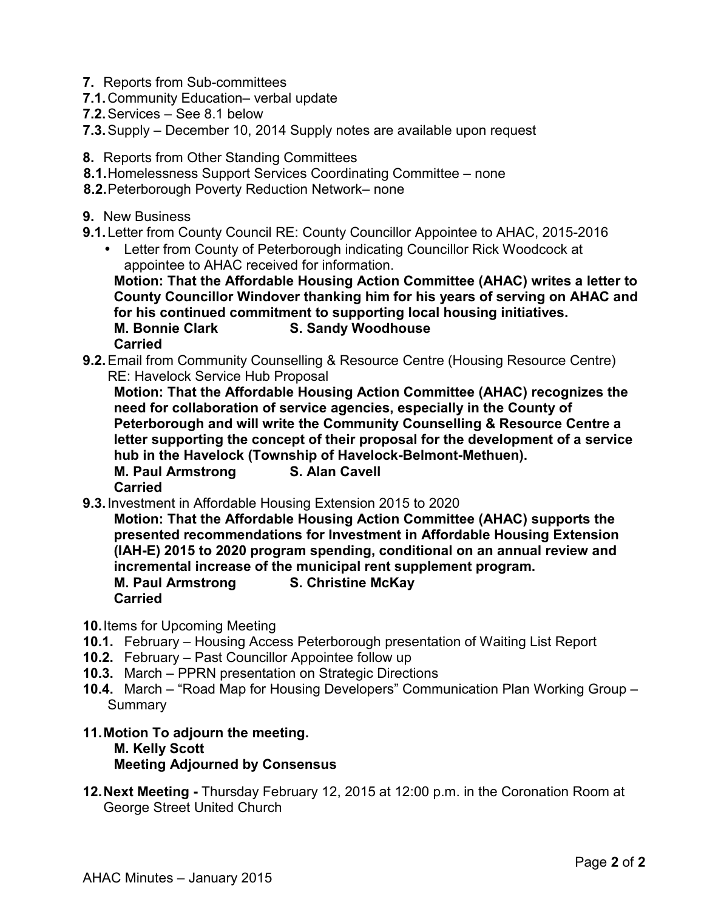**7.** Reports from Sub-committees

**7.1.** Community Education– verbal update

**7.2.** Services – See 8.1 below

**7.3.** Supply – December 10, 2014 Supply notes are available upon request

**8.** Reports from Other Standing Committees

**8.1.** Homelessness Support Services Coordinating Committee – none

**8.2.** Peterborough Poverty Reduction Network– none

**9.** New Business

**9.1.** Letter from County Council RE: County Councillor Appointee to AHAC, 2015-2016

- Letter from County of Peterborough indicating Councillor Rick Woodcock at appointee to AHAC received for information.

**Motion: That the Affordable Housing Action Committee (AHAC) writes a letter to County Councillor Windover thanking him for his years of serving on AHAC and for his continued commitment to supporting local housing initiatives.**
**M. Bonnie Clark S. Sandy Woodhouse**
**Carried**

**9.2.** Email from Community Counselling & Resource Centre (Housing Resource Centre) RE: Havelock Service Hub Proposal

**Motion: That the Affordable Housing Action Committee (AHAC) recognizes the need for collaboration of service agencies, especially in the County of Peterborough and will write the Community Counselling & Resource Centre a letter supporting the concept of their proposal for the development of a service hub in the Havelock (Township of Havelock-Belmont-Methuen).**
**M. Paul Armstrong S. Alan Cavell**
**Carried**

**9.3.** Investment in Affordable Housing Extension 2015 to 2020

**Motion: That the Affordable Housing Action Committee (AHAC) supports the presented recommendations for Investment in Affordable Housing Extension (IAH-E) 2015 to 2020 program spending, conditional on an annual review and incremental increase of the municipal rent supplement program.**
**M. Paul Armstrong S. Christine McKay**
**Carried**

**10.** Items for Upcoming Meeting

**10.1.** February – Housing Access Peterborough presentation of Waiting List Report

**10.2.** February – Past Councillor Appointee follow up

**10.3.** March – PPRN presentation on Strategic Directions

**10.4.** March – "Road Map for Housing Developers" Communication Plan Working Group – Summary

**11. Motion To adjourn the meeting.**
**M. Kelly Scott**
**Meeting Adjourned by Consensus**

**12. Next Meeting -** Thursday February 12, 2015 at 12:00 p.m. in the Coronation Room at George Street United Church